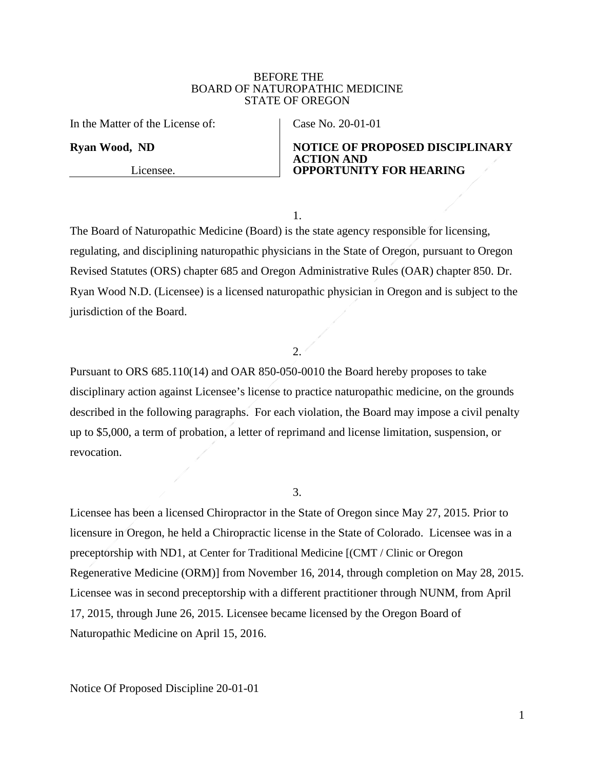BEFORE THE
BOARD OF NATUROPATHIC MEDICINE
STATE OF OREGON

| In the Matter of the License of: | Case No. 20-01-01 |
| --- | --- |
| **Ryan Wood, ND** | **NOTICE OF PROPOSED DISCIPLINARY ACTION AND OPPORTUNITY FOR HEARING** |
| Licensee. | |

1.

The Board of Naturopathic Medicine (Board) is the state agency responsible for licensing, regulating, and disciplining naturopathic physicians in the State of Oregon, pursuant to Oregon Revised Statutes (ORS) chapter 685 and Oregon Administrative Rules (OAR) chapter 850. Dr. Ryan Wood N.D. (Licensee) is a licensed naturopathic physician in Oregon and is subject to the jurisdiction of the Board.

2.

Pursuant to ORS 685.110(14) and OAR 850-050-0010 the Board hereby proposes to take disciplinary action against Licensee's license to practice naturopathic medicine, on the grounds described in the following paragraphs. For each violation, the Board may impose a civil penalty up to $5,000, a term of probation, a letter of reprimand and license limitation, suspension, or revocation.

3.

Licensee has been a licensed Chiropractor in the State of Oregon since May 27, 2015. Prior to licensure in Oregon, he held a Chiropractic license in the State of Colorado. Licensee was in a preceptorship with ND1, at Center for Traditional Medicine [(CMT / Clinic or Oregon Regenerative Medicine (ORM)] from November 16, 2014, through completion on May 28, 2015. Licensee was in second preceptorship with a different practitioner through NUNM, from April 17, 2015, through June 26, 2015. Licensee became licensed by the Oregon Board of Naturopathic Medicine on April 15, 2016.

Notice Of Proposed Discipline 20-01-01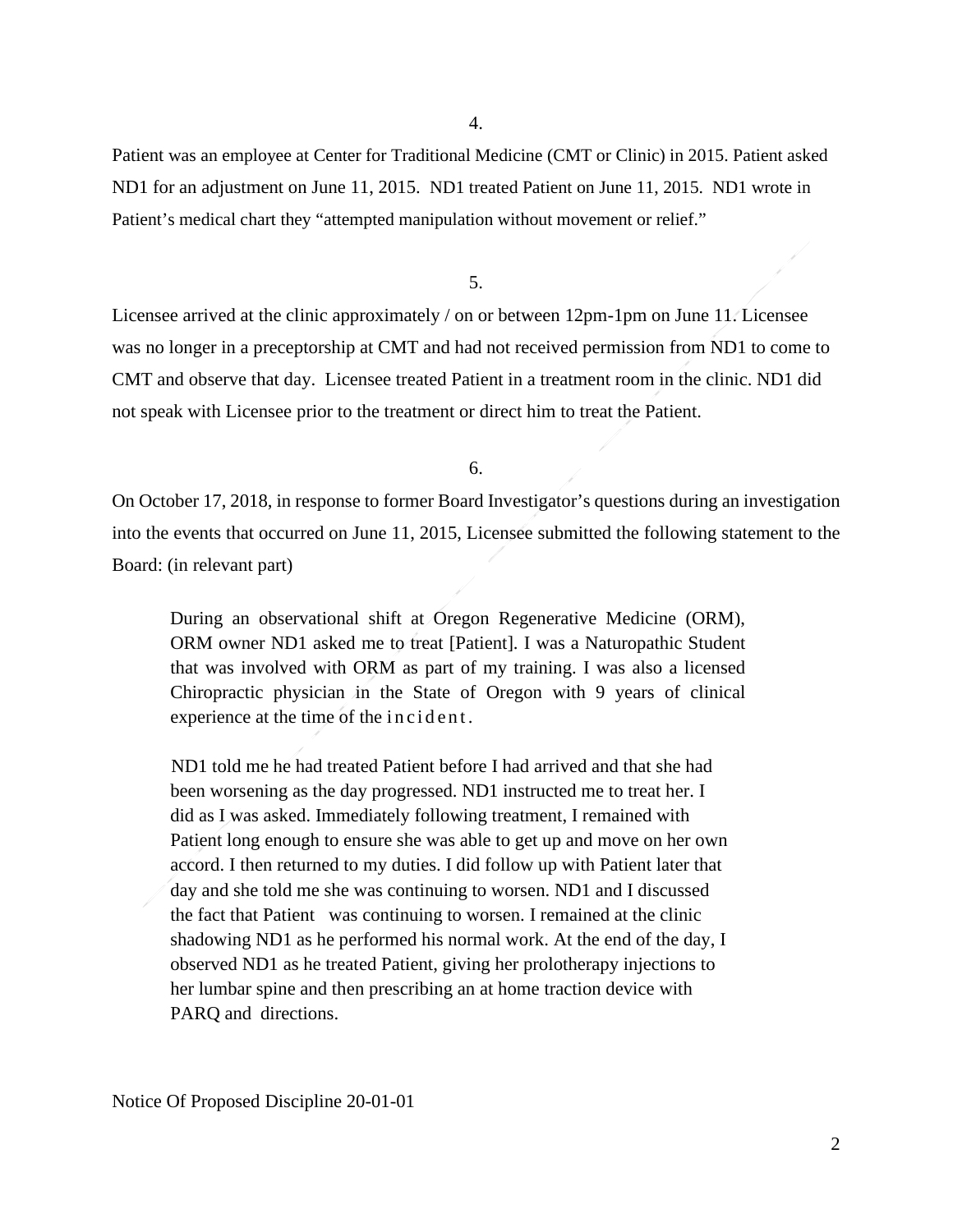4.

Patient was an employee at Center for Traditional Medicine (CMT or Clinic) in 2015. Patient asked ND1 for an adjustment on June 11, 2015. ND1 treated Patient on June 11, 2015. ND1 wrote in Patient's medical chart they "attempted manipulation without movement or relief."

5.

Licensee arrived at the clinic approximately / on or between 12pm-1pm on June 11. Licensee was no longer in a preceptorship at CMT and had not received permission from ND1 to come to CMT and observe that day. Licensee treated Patient in a treatment room in the clinic. ND1 did not speak with Licensee prior to the treatment or direct him to treat the Patient.

6.

On October 17, 2018, in response to former Board Investigator's questions during an investigation into the events that occurred on June 11, 2015, Licensee submitted the following statement to the Board: (in relevant part)

> During an observational shift at Oregon Regenerative Medicine (ORM), ORM owner ND1 asked me to treat [Patient]. I was a Naturopathic Student that was involved with ORM as part of my training. I was also a licensed Chiropractic physician in the State of Oregon with 9 years of clinical experience at the time of the incident.
>
> ND1 told me he had treated Patient before I had arrived and that she had been worsening as the day progressed. ND1 instructed me to treat her. I did as I was asked. Immediately following treatment, I remained with Patient long enough to ensure she was able to get up and move on her own accord. I then returned to my duties. I did follow up with Patient later that day and she told me she was continuing to worsen. ND1 and I discussed the fact that Patient was continuing to worsen. I remained at the clinic shadowing ND1 as he performed his normal work. At the end of the day, I observed ND1 as he treated Patient, giving her prolotherapy injections to her lumbar spine and then prescribing an at home traction device with PARQ and directions.

Notice Of Proposed Discipline 20-01-01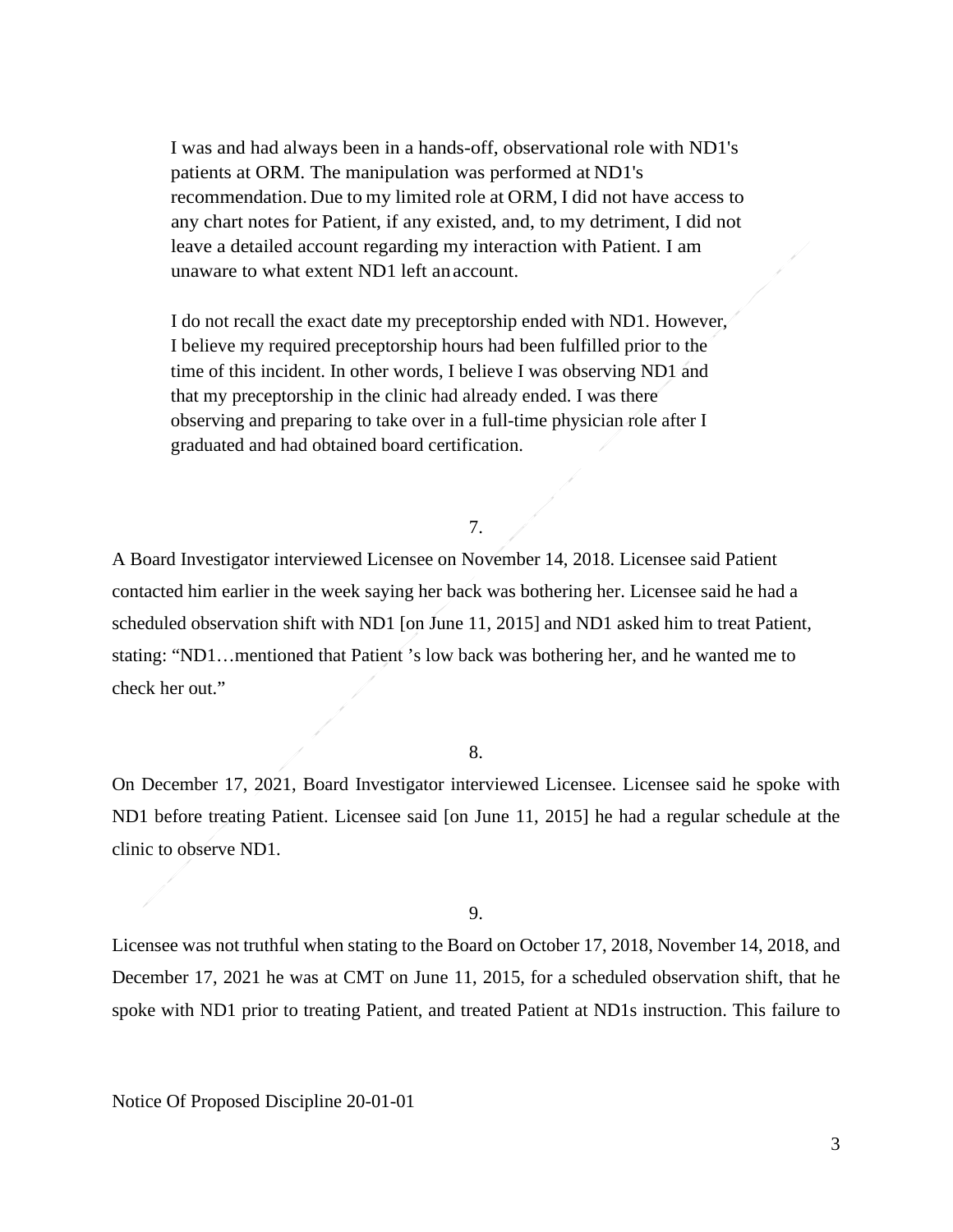> I was and had always been in a hands-off, observational role with ND1's patients at ORM. The manipulation was performed at ND1's recommendation. Due to my limited role at ORM, I did not have access to any chart notes for Patient, if any existed, and, to my detriment, I did not leave a detailed account regarding my interaction with Patient. I am unaware to what extent ND1 left an account.
>
> I do not recall the exact date my preceptorship ended with ND1. However, I believe my required preceptorship hours had been fulfilled prior to the time of this incident. In other words, I believe I was observing ND1 and that my preceptorship in the clinic had already ended. I was there observing and preparing to take over in a full-time physician role after I graduated and had obtained board certification.

7.

A Board Investigator interviewed Licensee on November 14, 2018. Licensee said Patient contacted him earlier in the week saying her back was bothering her. Licensee said he had a scheduled observation shift with ND1 [on June 11, 2015] and ND1 asked him to treat Patient, stating: "ND1…mentioned that Patient 's low back was bothering her, and he wanted me to check her out."

8.

On December 17, 2021, Board Investigator interviewed Licensee. Licensee said he spoke with ND1 before treating Patient. Licensee said [on June 11, 2015] he had a regular schedule at the clinic to observe ND1.

9.

Licensee was not truthful when stating to the Board on October 17, 2018, November 14, 2018, and December 17, 2021 he was at CMT on June 11, 2015, for a scheduled observation shift, that he spoke with ND1 prior to treating Patient, and treated Patient at ND1s instruction. This failure to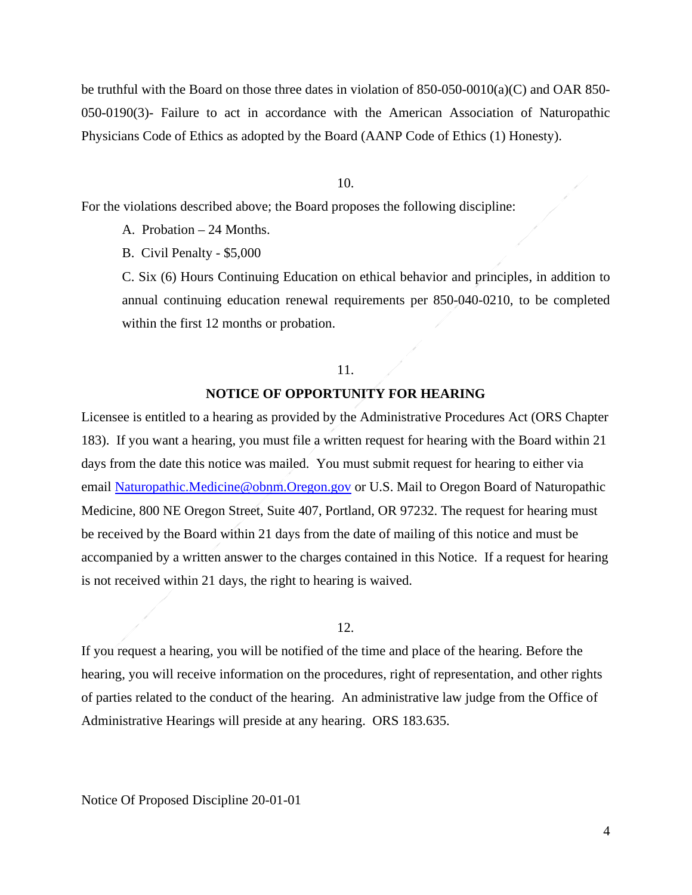be truthful with the Board on those three dates in violation of 850-050-0010(a)(C) and OAR 850-050-0190(3)- Failure to act in accordance with the American Association of Naturopathic Physicians Code of Ethics as adopted by the Board (AANP Code of Ethics (1) Honesty).

10.

For the violations described above; the Board proposes the following discipline:

A. Probation – 24 Months.

B. Civil Penalty - $5,000

C. Six (6) Hours Continuing Education on ethical behavior and principles, in addition to annual continuing education renewal requirements per 850-040-0210, to be completed within the first 12 months or probation.

11.

**NOTICE OF OPPORTUNITY FOR HEARING**

Licensee is entitled to a hearing as provided by the Administrative Procedures Act (ORS Chapter 183). If you want a hearing, you must file a written request for hearing with the Board within 21 days from the date this notice was mailed. You must submit request for hearing to either via email [Naturopathic.Medicine@obnm.Oregon.gov](mailto:Naturopathic.Medicine@obnm.Oregon.gov) or U.S. Mail to Oregon Board of Naturopathic Medicine, 800 NE Oregon Street, Suite 407, Portland, OR 97232. The request for hearing must be received by the Board within 21 days from the date of mailing of this notice and must be accompanied by a written answer to the charges contained in this Notice. If a request for hearing is not received within 21 days, the right to hearing is waived.

12.

If you request a hearing, you will be notified of the time and place of the hearing. Before the hearing, you will receive information on the procedures, right of representation, and other rights of parties related to the conduct of the hearing. An administrative law judge from the Office of Administrative Hearings will preside at any hearing. ORS 183.635.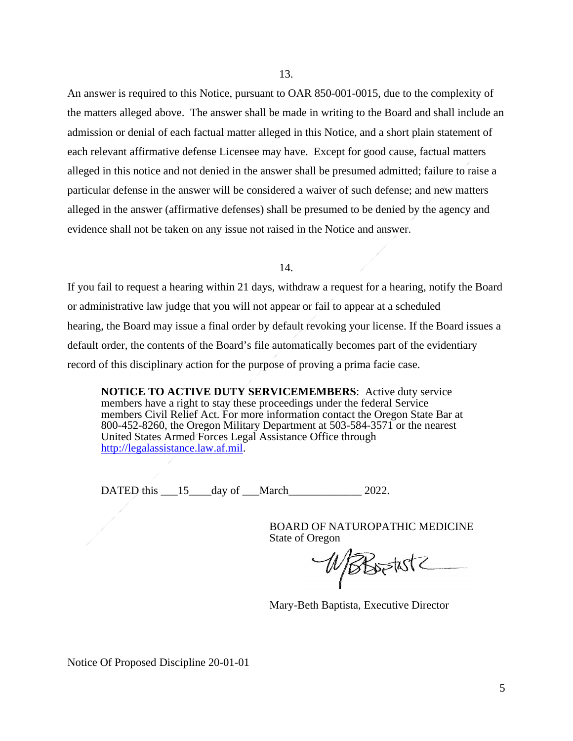13.

An answer is required to this Notice, pursuant to OAR 850-001-0015, due to the complexity of the matters alleged above. The answer shall be made in writing to the Board and shall include an admission or denial of each factual matter alleged in this Notice, and a short plain statement of each relevant affirmative defense Licensee may have. Except for good cause, factual matters alleged in this notice and not denied in the answer shall be presumed admitted; failure to raise a particular defense in the answer will be considered a waiver of such defense; and new matters alleged in the answer (affirmative defenses) shall be presumed to be denied by the agency and evidence shall not be taken on any issue not raised in the Notice and answer.

14.

If you fail to request a hearing within 21 days, withdraw a request for a hearing, notify the Board or administrative law judge that you will not appear or fail to appear at a scheduled hearing, the Board may issue a final order by default revoking your license. If the Board issues a default order, the contents of the Board's file automatically becomes part of the evidentiary record of this disciplinary action for the purpose of proving a prima facie case.

**NOTICE TO ACTIVE DUTY SERVICEMEMBERS**: Active duty service members have a right to stay these proceedings under the federal Service members Civil Relief Act. For more information contact the Oregon State Bar at 800-452-8260, the Oregon Military Department at 503-584-3571 or the nearest United States Armed Forces Legal Assistance Office through http://legalassistance.law.af.mil.

DATED this ___15____day of ___March_____________ 2022.

BOARD OF NATUROPATHIC MEDICINE
State of Oregon

MBBaptista

Mary-Beth Baptista, Executive Director

Notice Of Proposed Discipline 20-01-01